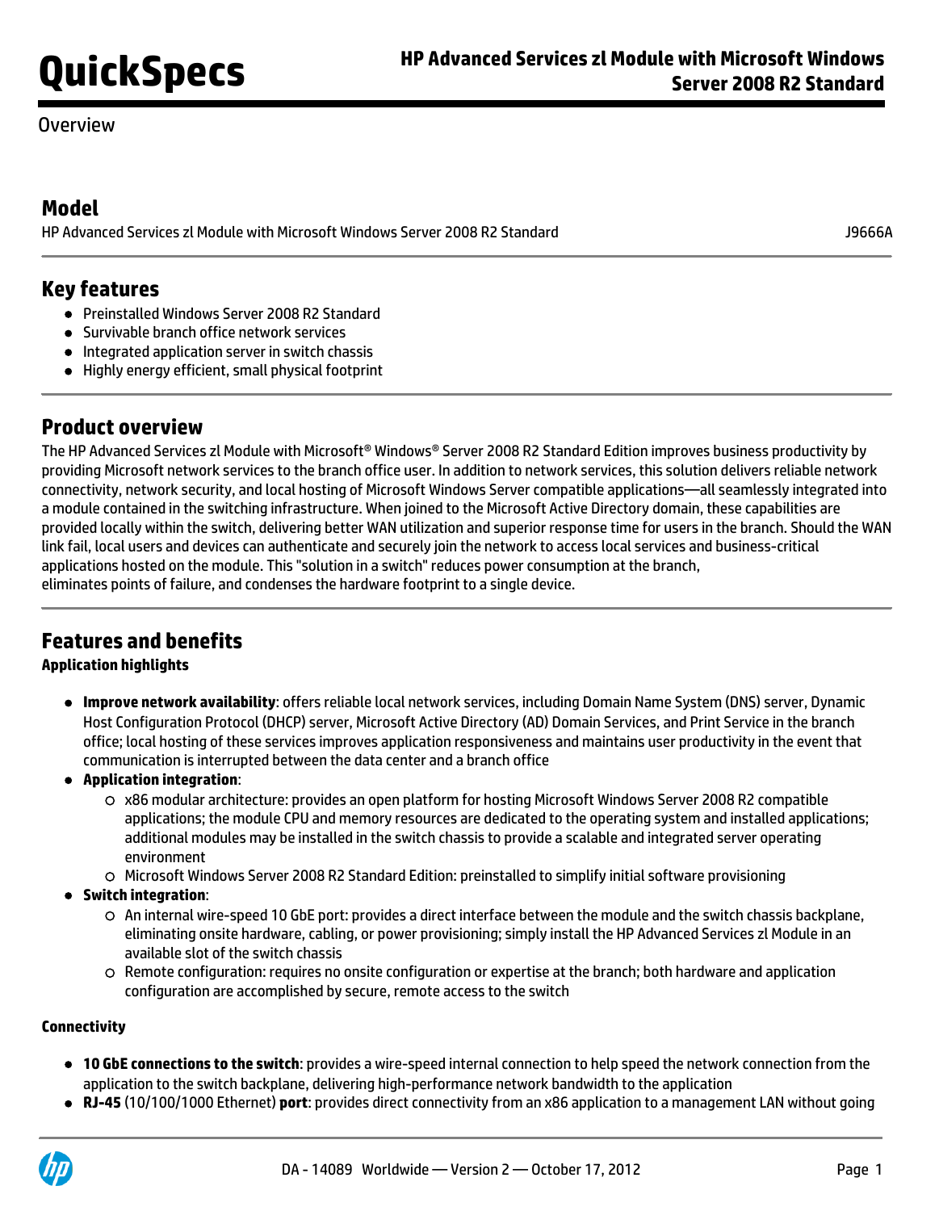# HP Advanced Services zl Module with Microsoft Windows Server 2008 R2 Standard

Overview

## Model

| | |
|---|---|
| HP Advanced Services zl Module with Microsoft Windows Server 2008 R2 Standard | J9666A |

## Key features

- Preinstalled Windows Server 2008 R2 Standard
- Survivable branch office network services
- Integrated application server in switch chassis
- Highly energy efficient, small physical footprint

## Product overview

The HP Advanced Services zl Module with Microsoft® Windows® Server 2008 R2 Standard Edition improves business productivity by providing Microsoft network services to the branch office user. In addition to network services, this solution delivers reliable network connectivity, network security, and local hosting of Microsoft Windows Server compatible applications—all seamlessly integrated into a module contained in the switching infrastructure. When joined to the Microsoft Active Directory domain, these capabilities are provided locally within the switch, delivering better WAN utilization and superior response time for users in the branch. Should the WAN link fail, local users and devices can authenticate and securely join the network to access local services and business-critical applications hosted on the module. This "solution in a switch" reduces power consumption at the branch, eliminates points of failure, and condenses the hardware footprint to a single device.

## Features and benefits

**Application highlights**

- **Improve network availability**: offers reliable local network services, including Domain Name System (DNS) server, Dynamic Host Configuration Protocol (DHCP) server, Microsoft Active Directory (AD) Domain Services, and Print Service in the branch office; local hosting of these services improves application responsiveness and maintains user productivity in the event that communication is interrupted between the data center and a branch office
- **Application integration**:
  - x86 modular architecture: provides an open platform for hosting Microsoft Windows Server 2008 R2 compatible applications; the module CPU and memory resources are dedicated to the operating system and installed applications; additional modules may be installed in the switch chassis to provide a scalable and integrated server operating environment
  - Microsoft Windows Server 2008 R2 Standard Edition: preinstalled to simplify initial software provisioning
- **Switch integration**:
  - An internal wire-speed 10 GbE port: provides a direct interface between the module and the switch chassis backplane, eliminating onsite hardware, cabling, or power provisioning; simply install the HP Advanced Services zl Module in an available slot of the switch chassis
  - Remote configuration: requires no onsite configuration or expertise at the branch; both hardware and application configuration are accomplished by secure, remote access to the switch

**Connectivity**

- **10 GbE connections to the switch**: provides a wire-speed internal connection to help speed the network connection from the application to the switch backplane, delivering high-performance network bandwidth to the application
- **RJ-45** (10/100/1000 Ethernet) **port**: provides direct connectivity from an x86 application to a management LAN without going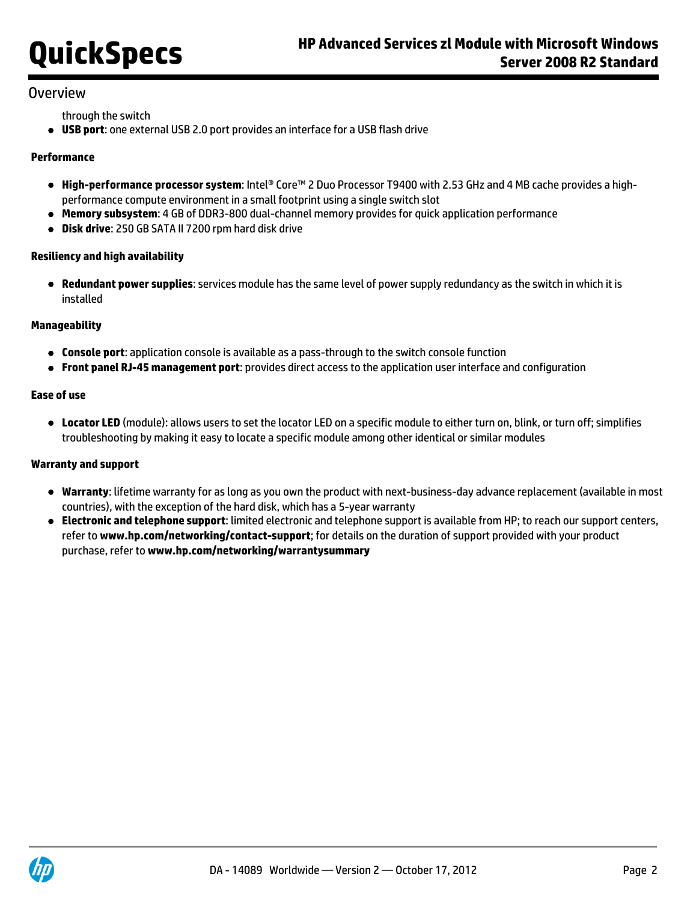through the switch

- **USB port**: one external USB 2.0 port provides an interface for a USB flash drive

### Performance

- **High-performance processor system**: Intel® Core™ 2 Duo Processor T9400 with 2.53 GHz and 4 MB cache provides a high-performance compute environment in a small footprint using a single switch slot
- **Memory subsystem**: 4 GB of DDR3-800 dual-channel memory provides for quick application performance
- **Disk drive**: 250 GB SATA II 7200 rpm hard disk drive

### Resiliency and high availability

- **Redundant power supplies**: services module has the same level of power supply redundancy as the switch in which it is installed

### Manageability

- **Console port**: application console is available as a pass-through to the switch console function
- **Front panel RJ-45 management port**: provides direct access to the application user interface and configuration

### Ease of use

- **Locator LED** (module): allows users to set the locator LED on a specific module to either turn on, blink, or turn off; simplifies troubleshooting by making it easy to locate a specific module among other identical or similar modules

### Warranty and support

- **Warranty**: lifetime warranty for as long as you own the product with next-business-day advance replacement (available in most countries), with the exception of the hard disk, which has a 5-year warranty
- **Electronic and telephone support**: limited electronic and telephone support is available from HP; to reach our support centers, refer to **www.hp.com/networking/contact-support**; for details on the duration of support provided with your product purchase, refer to **www.hp.com/networking/warrantysummary**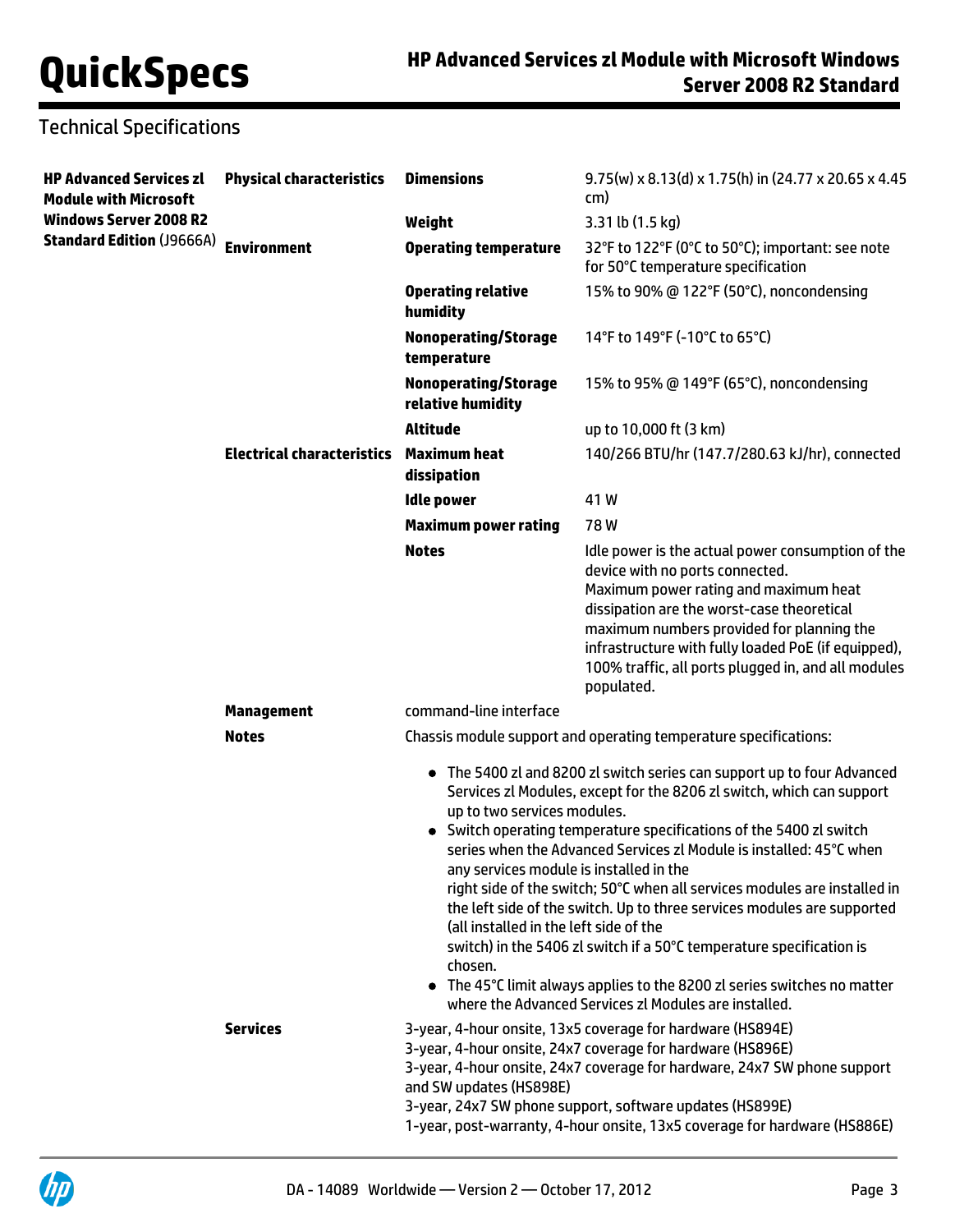## Technical Specifications

| | | | |
|---|---|---|---|
| **HP Advanced Services zl Module with Microsoft Windows Server 2008 R2 Standard Edition** (J9666A) | **Physical characteristics** | **Dimensions** | 9.75(w) x 8.13(d) x 1.75(h) in (24.77 x 20.65 x 4.45 cm) |
| | | **Weight** | 3.31 lb (1.5 kg) |
| | **Environment** | **Operating temperature** | 32°F to 122°F (0°C to 50°C); important: see note for 50°C temperature specification |
| | | **Operating relative humidity** | 15% to 90% @ 122°F (50°C), noncondensing |
| | | **Nonoperating/Storage temperature** | 14°F to 149°F (-10°C to 65°C) |
| | | **Nonoperating/Storage relative humidity** | 15% to 95% @ 149°F (65°C), noncondensing |
| | | **Altitude** | up to 10,000 ft (3 km) |
| | **Electrical characteristics** | **Maximum heat dissipation** | 140/266 BTU/hr (147.7/280.63 kJ/hr), connected |
| | | **Idle power** | 41 W |
| | | **Maximum power rating** | 78 W |
| | | **Notes** | Idle power is the actual power consumption of the device with no ports connected. Maximum power rating and maximum heat dissipation are the worst-case theoretical maximum numbers provided for planning the infrastructure with fully loaded PoE (if equipped), 100% traffic, all ports plugged in, and all modules populated. |
| | **Management** | command-line interface | |

**Notes**

Chassis module support and operating temperature specifications:

- The 5400 zl and 8200 zl switch series can support up to four Advanced Services zl Modules, except for the 8206 zl switch, which can support up to two services modules.
- Switch operating temperature specifications of the 5400 zl switch series when the Advanced Services zl Module is installed: 45°C when any services module is installed in the right side of the switch; 50°C when all services modules are installed in the left side of the switch. Up to three services modules are supported (all installed in the left side of the switch) in the 5406 zl switch if a 50°C temperature specification is chosen.
- The 45°C limit always applies to the 8200 zl series switches no matter where the Advanced Services zl Modules are installed.

**Services**

3-year, 4-hour onsite, 13x5 coverage for hardware (HS894E)
3-year, 4-hour onsite, 24x7 coverage for hardware (HS896E)
3-year, 4-hour onsite, 24x7 coverage for hardware, 24x7 SW phone support and SW updates (HS898E)
3-year, 24x7 SW phone support, software updates (HS899E)
1-year, post-warranty, 4-hour onsite, 13x5 coverage for hardware (HS886E)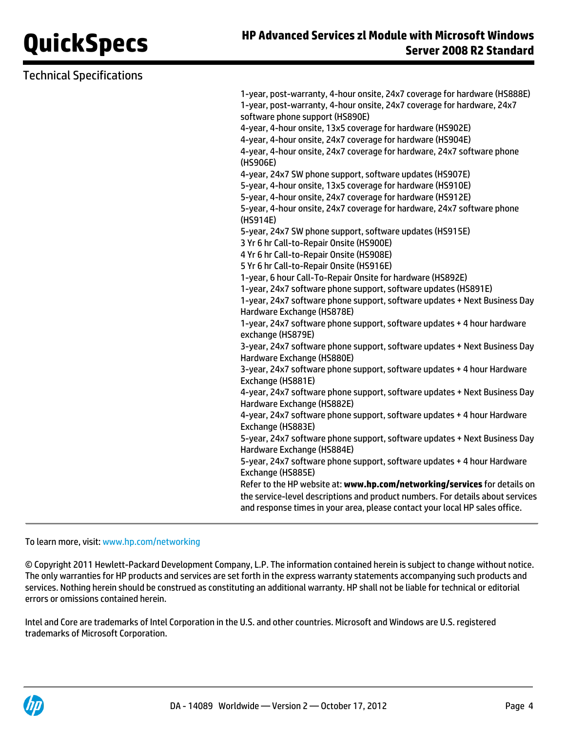## Technical Specifications

1-year, post-warranty, 4-hour onsite, 24x7 coverage for hardware (HS888E)
1-year, post-warranty, 4-hour onsite, 24x7 coverage for hardware, 24x7 software phone support (HS890E)
4-year, 4-hour onsite, 13x5 coverage for hardware (HS902E)
4-year, 4-hour onsite, 24x7 coverage for hardware (HS904E)
4-year, 4-hour onsite, 24x7 coverage for hardware, 24x7 software phone (HS906E)
4-year, 24x7 SW phone support, software updates (HS907E)
5-year, 4-hour onsite, 13x5 coverage for hardware (HS910E)
5-year, 4-hour onsite, 24x7 coverage for hardware (HS912E)
5-year, 4-hour onsite, 24x7 coverage for hardware, 24x7 software phone (HS914E)
5-year, 24x7 SW phone support, software updates (HS915E)
3 Yr 6 hr Call-to-Repair Onsite (HS900E)
4 Yr 6 hr Call-to-Repair Onsite (HS908E)
5 Yr 6 hr Call-to-Repair Onsite (HS916E)
1-year, 6 hour Call-To-Repair Onsite for hardware (HS892E)
1-year, 24x7 software phone support, software updates (HS891E)
1-year, 24x7 software phone support, software updates + Next Business Day Hardware Exchange (HS878E)
1-year, 24x7 software phone support, software updates + 4 hour hardware exchange (HS879E)
3-year, 24x7 software phone support, software updates + Next Business Day Hardware Exchange (HS880E)
3-year, 24x7 software phone support, software updates + 4 hour Hardware Exchange (HS881E)
4-year, 24x7 software phone support, software updates + Next Business Day Hardware Exchange (HS882E)
4-year, 24x7 software phone support, software updates + 4 hour Hardware Exchange (HS883E)
5-year, 24x7 software phone support, software updates + Next Business Day Hardware Exchange (HS884E)
5-year, 24x7 software phone support, software updates + 4 hour Hardware Exchange (HS885E)
Refer to the HP website at: **www.hp.com/networking/services** for details on the service-level descriptions and product numbers. For details about services and response times in your area, please contact your local HP sales office.

To learn more, visit: www.hp.com/networking

© Copyright 2011 Hewlett-Packard Development Company, L.P. The information contained herein is subject to change without notice. The only warranties for HP products and services are set forth in the express warranty statements accompanying such products and services. Nothing herein should be construed as constituting an additional warranty. HP shall not be liable for technical or editorial errors or omissions contained herein.

Intel and Core are trademarks of Intel Corporation in the U.S. and other countries. Microsoft and Windows are U.S. registered trademarks of Microsoft Corporation.

DA - 14089 Worldwide — Version 2 — October 17, 2012